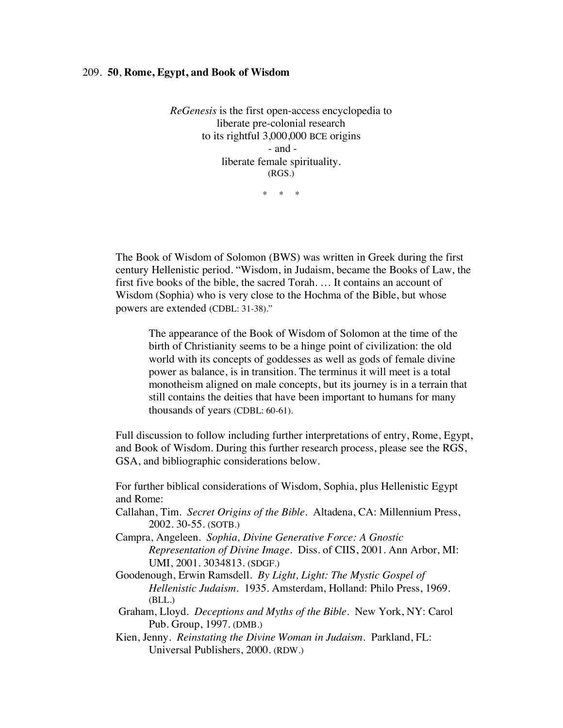# 209. **50**, **Rome, Egypt, and Book of Wisdom**

*ReGenesis* is the first open-access encyclopedia to
liberate pre-colonial research
to its rightful 3,000,000 BCE origins
\- and -
liberate female spirituality.
(RGS.)

\* \* \*

The Book of Wisdom of Solomon (BWS) was written in Greek during the first century Hellenistic period. "Wisdom, in Judaism, became the Books of Law, the first five books of the bible, the sacred Torah. … It contains an account of Wisdom (Sophia) who is very close to the Hochma of the Bible, but whose powers are extended (CDBL: 31-38)."

> The appearance of the Book of Wisdom of Solomon at the time of the birth of Christianity seems to be a hinge point of civilization: the old world with its concepts of goddesses as well as gods of female divine power as balance, is in transition. The terminus it will meet is a total monotheism aligned on male concepts, but its journey is in a terrain that still contains the deities that have been important to humans for many thousands of years (CDBL: 60-61).

Full discussion to follow including further interpretations of entry, Rome, Egypt, and Book of Wisdom. During this further research process, please see the RGS, GSA, and bibliographic considerations below.

For further biblical considerations of Wisdom, Sophia, plus Hellenistic Egypt and Rome:

Callahan, Tim. *Secret Origins of the Bible*. Altadena, CA: Millennium Press, 2002. 30-55. (SOTB.)

Campra, Angeleen. *Sophia, Divine Generative Force: A Gnostic Representation of Divine Image*. Diss. of CIIS, 2001. Ann Arbor, MI: UMI, 2001. 3034813. (SDGF.)

Goodenough, Erwin Ramsdell. *By Light, Light: The Mystic Gospel of Hellenistic Judaism*. 1935. Amsterdam, Holland: Philo Press, 1969. (BLL.)

Graham, Lloyd. *Deceptions and Myths of the Bible*. New York, NY: Carol Pub. Group, 1997. (DMB.)

Kien, Jenny. *Reinstating the Divine Woman in Judaism*. Parkland, FL: Universal Publishers, 2000. (RDW.)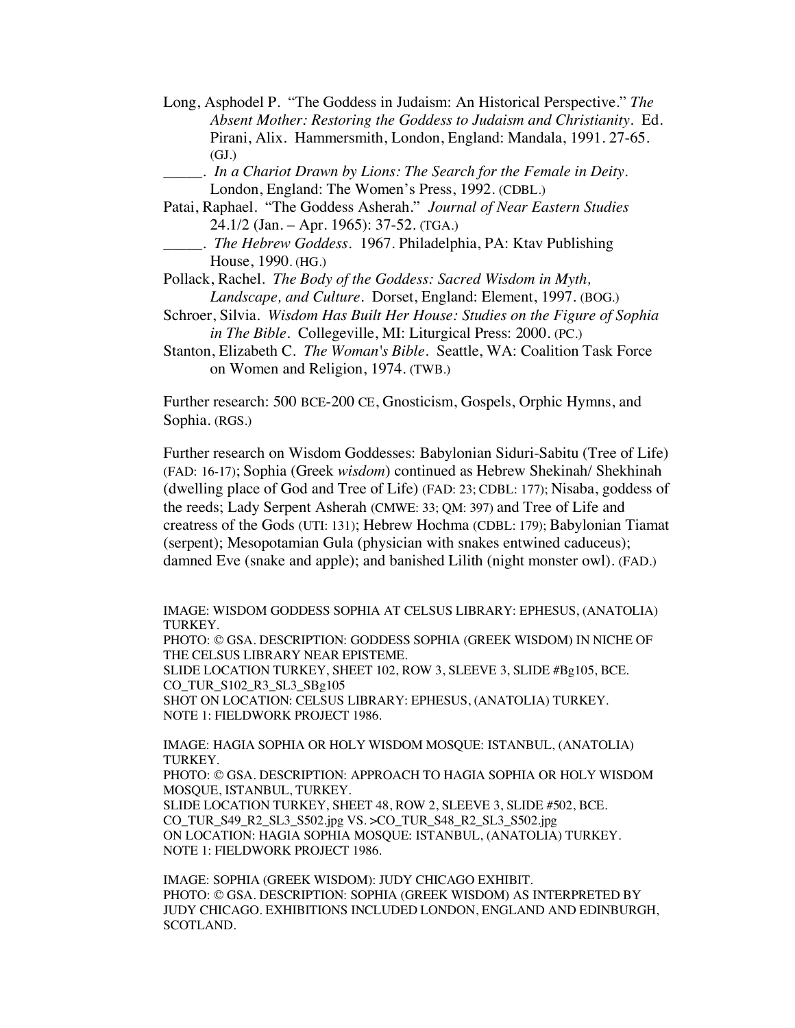Long, Asphodel P. "The Goddess in Judaism: An Historical Perspective." *The Absent Mother: Restoring the Goddess to Judaism and Christianity*. Ed. Pirani, Alix. Hammersmith, London, England: Mandala, 1991. 27-65. (GJ.)

_____. *In a Chariot Drawn by Lions: The Search for the Female in Deity*. London, England: The Women's Press, 1992. (CDBL.)

Patai, Raphael. "The Goddess Asherah." *Journal of Near Eastern Studies* 24.1/2 (Jan. – Apr. 1965): 37-52. (TGA.)

_____. *The Hebrew Goddess*. 1967. Philadelphia, PA: Ktav Publishing House, 1990. (HG.)

Pollack, Rachel. *The Body of the Goddess: Sacred Wisdom in Myth, Landscape, and Culture*. Dorset, England: Element, 1997. (BOG.)

Schroer, Silvia. *Wisdom Has Built Her House: Studies on the Figure of Sophia in The Bible*. Collegeville, MI: Liturgical Press: 2000. (PC.)

Stanton, Elizabeth C. *The Woman's Bible*. Seattle, WA: Coalition Task Force on Women and Religion, 1974. (TWB.)

Further research: 500 BCE-200 CE, Gnosticism, Gospels, Orphic Hymns, and Sophia. (RGS.)

Further research on Wisdom Goddesses: Babylonian Siduri-Sabitu (Tree of Life) (FAD: 16-17); Sophia (Greek *wisdom*) continued as Hebrew Shekinah/ Shekhinah (dwelling place of God and Tree of Life) (FAD: 23; CDBL: 177); Nisaba, goddess of the reeds; Lady Serpent Asherah (CMWE: 33; QM: 397) and Tree of Life and creatress of the Gods (UTI: 131); Hebrew Hochma (CDBL: 179); Babylonian Tiamat (serpent); Mesopotamian Gula (physician with snakes entwined caduceus); damned Eve (snake and apple); and banished Lilith (night monster owl). (FAD.)

IMAGE: WISDOM GODDESS SOPHIA AT CELSUS LIBRARY: EPHESUS, (ANATOLIA) TURKEY.
PHOTO: © GSA. DESCRIPTION: GODDESS SOPHIA (GREEK WISDOM) IN NICHE OF THE CELSUS LIBRARY NEAR EPISTEME.
SLIDE LOCATION TURKEY, SHEET 102, ROW 3, SLEEVE 3, SLIDE #Bg105, BCE.
CO_TUR_S102_R3_SL3_SBg105
SHOT ON LOCATION: CELSUS LIBRARY: EPHESUS, (ANATOLIA) TURKEY.
NOTE 1: FIELDWORK PROJECT 1986.

IMAGE: HAGIA SOPHIA OR HOLY WISDOM MOSQUE: ISTANBUL, (ANATOLIA) TURKEY.
PHOTO: © GSA. DESCRIPTION: APPROACH TO HAGIA SOPHIA OR HOLY WISDOM MOSQUE, ISTANBUL, TURKEY.
SLIDE LOCATION TURKEY, SHEET 48, ROW 2, SLEEVE 3, SLIDE #502, BCE.
CO_TUR_S49_R2_SL3_S502.jpg VS. >CO_TUR_S48_R2_SL3_S502.jpg
ON LOCATION: HAGIA SOPHIA MOSQUE: ISTANBUL, (ANATOLIA) TURKEY.
NOTE 1: FIELDWORK PROJECT 1986.

IMAGE: SOPHIA (GREEK WISDOM): JUDY CHICAGO EXHIBIT.
PHOTO: © GSA. DESCRIPTION: SOPHIA (GREEK WISDOM) AS INTERPRETED BY JUDY CHICAGO. EXHIBITIONS INCLUDED LONDON, ENGLAND AND EDINBURGH, SCOTLAND.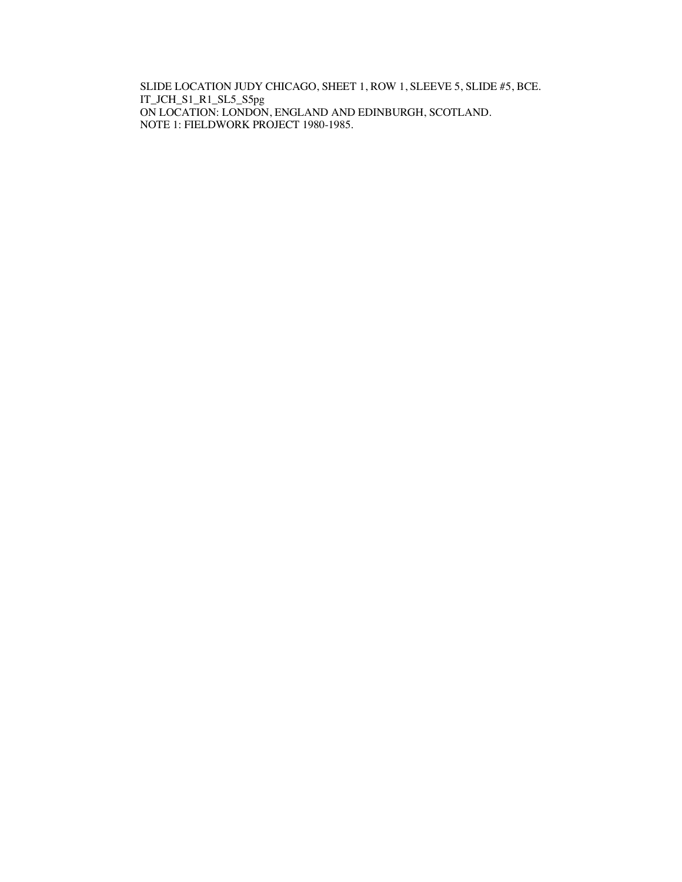SLIDE LOCATION JUDY CHICAGO, SHEET 1, ROW 1, SLEEVE 5, SLIDE #5, BCE.
IT_JCH_S1_R1_SL5_S5pg
ON LOCATION: LONDON, ENGLAND AND EDINBURGH, SCOTLAND.
NOTE 1: FIELDWORK PROJECT 1980-1985.